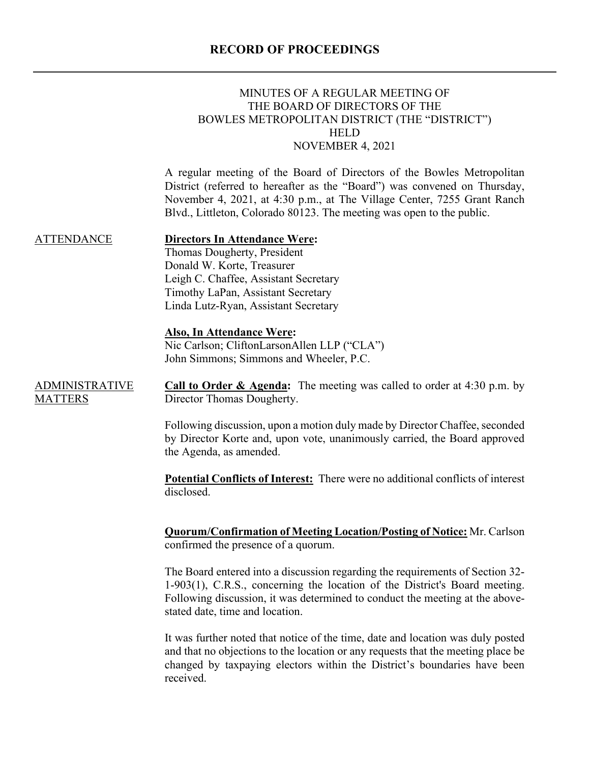# RECORD OF PROCEEDINGS

MINUTES OF A REGULAR MEETING OF
THE BOARD OF DIRECTORS OF THE
BOWLES METROPOLITAN DISTRICT (THE "DISTRICT")
HELD
NOVEMBER 4, 2021

A regular meeting of the Board of Directors of the Bowles Metropolitan District (referred to hereafter as the "Board") was convened on Thursday, November 4, 2021, at 4:30 p.m., at The Village Center, 7255 Grant Ranch Blvd., Littleton, Colorado 80123. The meeting was open to the public.

## ATTENDANCE

**Directors In Attendance Were:**
Thomas Dougherty, President
Donald W. Korte, Treasurer
Leigh C. Chaffee, Assistant Secretary
Timothy LaPan, Assistant Secretary
Linda Lutz-Ryan, Assistant Secretary

**Also, In Attendance Were:**
Nic Carlson; CliftonLarsonAllen LLP ("CLA")
John Simmons; Simmons and Wheeler, P.C.

## ADMINISTRATIVE MATTERS

**Call to Order & Agenda:** The meeting was called to order at 4:30 p.m. by Director Thomas Dougherty.

Following discussion, upon a motion duly made by Director Chaffee, seconded by Director Korte and, upon vote, unanimously carried, the Board approved the Agenda, as amended.

**Potential Conflicts of Interest:** There were no additional conflicts of interest disclosed.

**Quorum/Confirmation of Meeting Location/Posting of Notice:** Mr. Carlson confirmed the presence of a quorum.

The Board entered into a discussion regarding the requirements of Section 32-1-903(1), C.R.S., concerning the location of the District's Board meeting. Following discussion, it was determined to conduct the meeting at the above-stated date, time and location.

It was further noted that notice of the time, date and location was duly posted and that no objections to the location or any requests that the meeting place be changed by taxpaying electors within the District's boundaries have been received.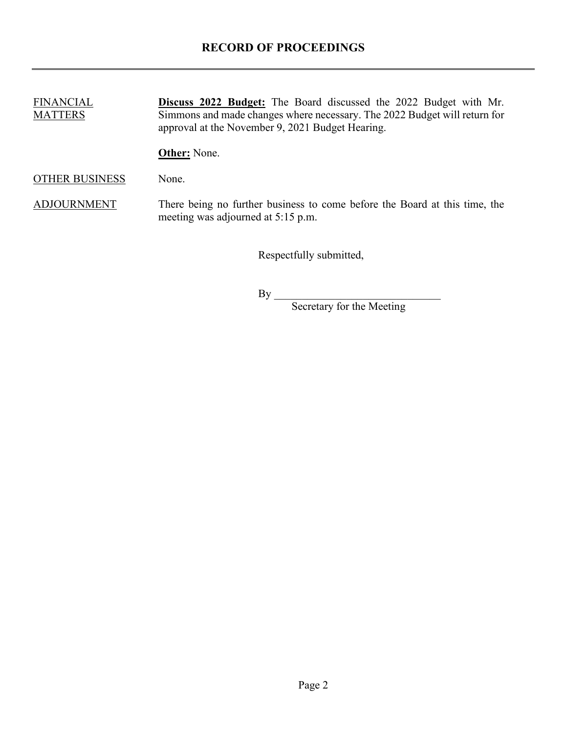# RECORD OF PROCEEDINGS

FINANCIAL MATTERS

**Discuss 2022 Budget:** The Board discussed the 2022 Budget with Mr. Simmons and made changes where necessary. The 2022 Budget will return for approval at the November 9, 2021 Budget Hearing.

**Other:** None.

OTHER BUSINESS

None.

ADJOURNMENT

There being no further business to come before the Board at this time, the meeting was adjourned at 5:15 p.m.

Respectfully submitted,

By ______________________________
Secretary for the Meeting